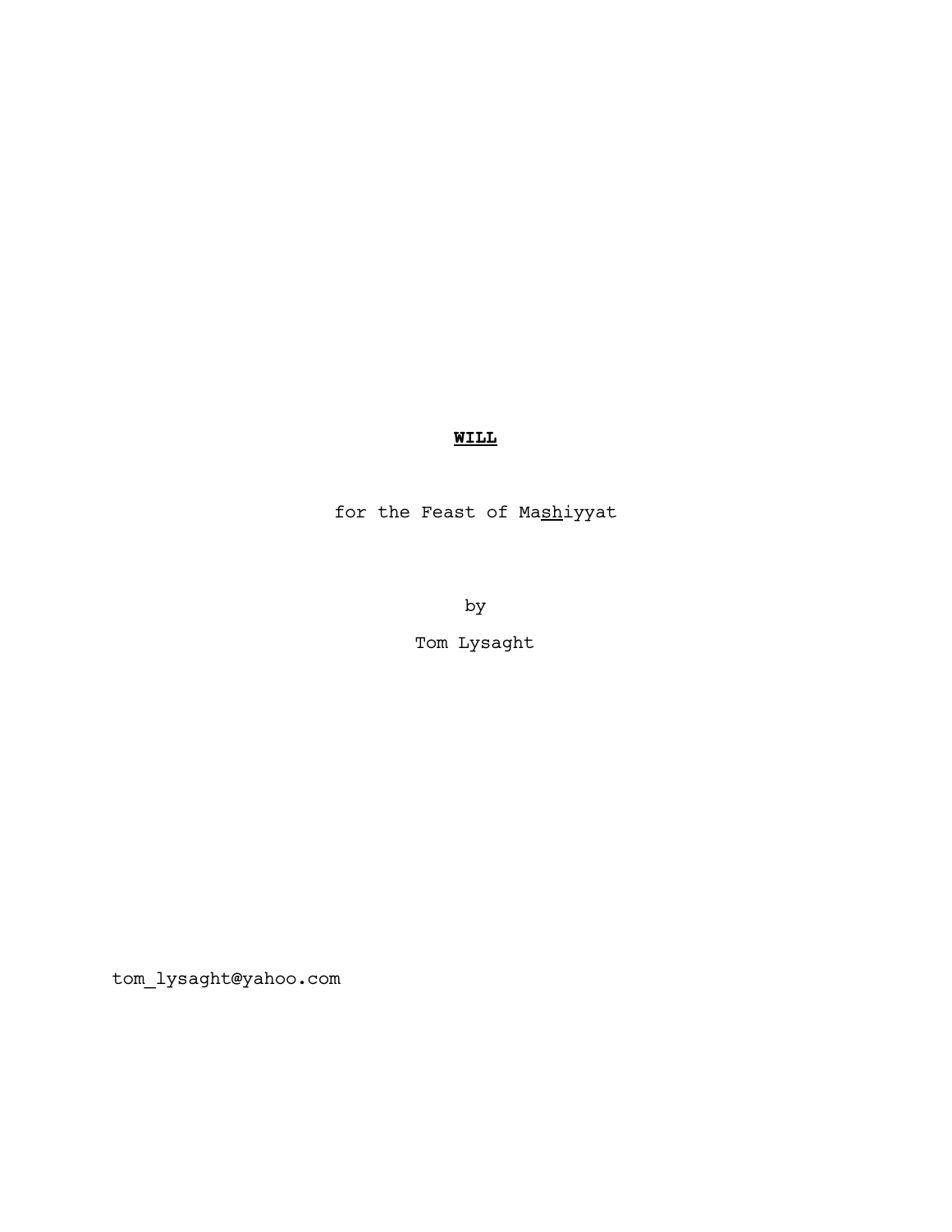# **WILL**

for the Feast of Mashiyyat

by

Tom Lysaght

tom_lysaght@yahoo.com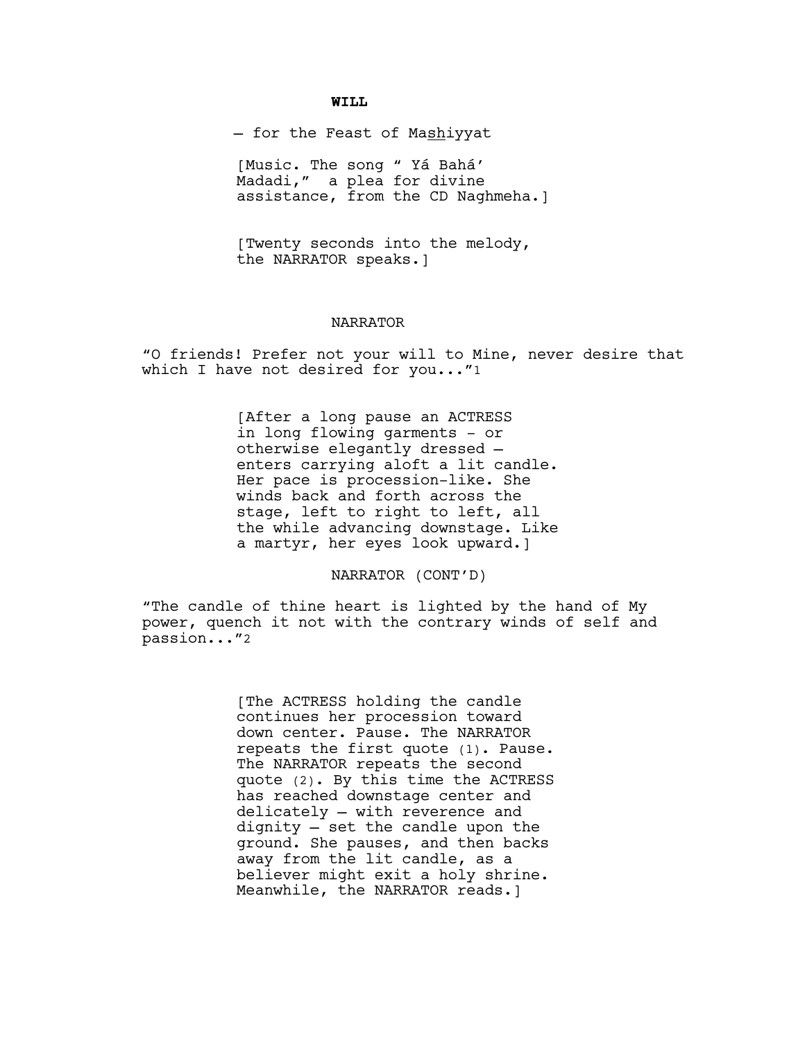**WILL**

— for the Feast of Ma<u>sh</u>iyyat

[Music. The song " Yá Bahá' Madadi," a plea for divine assistance, from the CD Naghmeha.]

[Twenty seconds into the melody, the NARRATOR speaks.]

NARRATOR

"O friends! Prefer not your will to Mine, never desire that which I have not desired for you..."[1]

[After a long pause an ACTRESS in long flowing garments - or otherwise elegantly dressed — enters carrying aloft a lit candle. Her pace is procession-like. She winds back and forth across the stage, left to right to left, all the while advancing downstage. Like a martyr, her eyes look upward.]

NARRATOR (CONT'D)

"The candle of thine heart is lighted by the hand of My power, quench it not with the contrary winds of self and passion..."[2]

[The ACTRESS holding the candle continues her procession toward down center. Pause. The NARRATOR repeats the first quote (1). Pause. The NARRATOR repeats the second quote (2). By this time the ACTRESS has reached downstage center and delicately — with reverence and dignity — set the candle upon the ground. She pauses, and then backs away from the lit candle, as a believer might exit a holy shrine. Meanwhile, the NARRATOR reads.]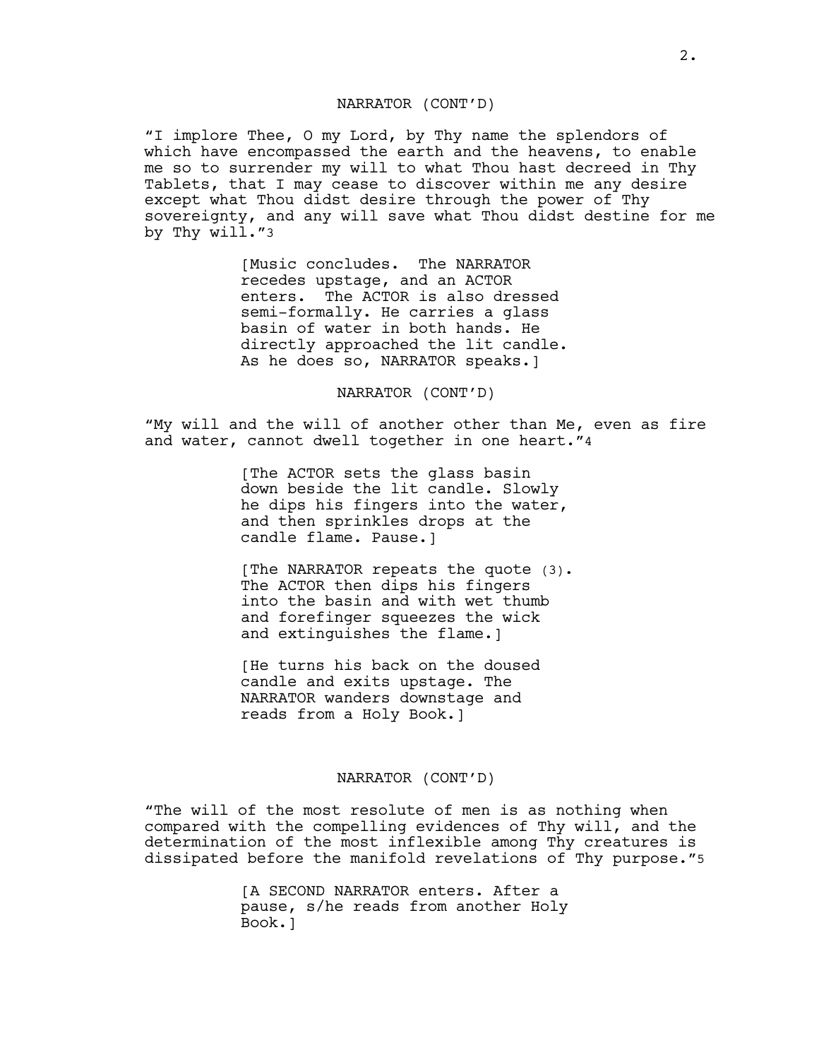NARRATOR (CONT'D)

"I implore Thee, O my Lord, by Thy name the splendors of which have encompassed the earth and the heavens, to enable me so to surrender my will to what Thou hast decreed in Thy Tablets, that I may cease to discover within me any desire except what Thou didst desire through the power of Thy sovereignty, and any will save what Thou didst destine for me by Thy will."[3]

[Music concludes. The NARRATOR recedes upstage, and an ACTOR enters. The ACTOR is also dressed semi-formally. He carries a glass basin of water in both hands. He directly approached the lit candle. As he does so, NARRATOR speaks.]

NARRATOR (CONT'D)

"My will and the will of another other than Me, even as fire and water, cannot dwell together in one heart."[4]

[The ACTOR sets the glass basin down beside the lit candle. Slowly he dips his fingers into the water, and then sprinkles drops at the candle flame. Pause.]

[The NARRATOR repeats the quote (3). The ACTOR then dips his fingers into the basin and with wet thumb and forefinger squeezes the wick and extinguishes the flame.]

[He turns his back on the doused candle and exits upstage. The NARRATOR wanders downstage and reads from a Holy Book.]

NARRATOR (CONT'D)

"The will of the most resolute of men is as nothing when compared with the compelling evidences of Thy will, and the determination of the most inflexible among Thy creatures is dissipated before the manifold revelations of Thy purpose."[5]

[A SECOND NARRATOR enters. After a pause, s/he reads from another Holy Book.]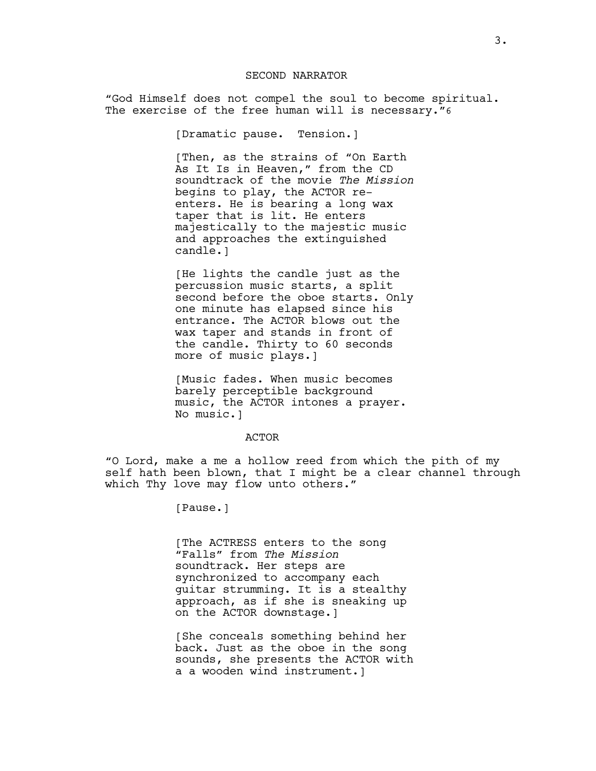SECOND NARRATOR

“God Himself does not compel the soul to become spiritual. The exercise of the free human will is necessary.”[6]

[Dramatic pause.  Tension.]

[Then, as the strains of “On Earth As It Is in Heaven,” from the CD soundtrack of the movie *The Mission* begins to play, the ACTOR re-enters. He is bearing a long wax taper that is lit. He enters majestically to the majestic music and approaches the extinguished candle.]

[He lights the candle just as the percussion music starts, a split second before the oboe starts. Only one minute has elapsed since his entrance. The ACTOR blows out the wax taper and stands in front of the candle. Thirty to 60 seconds more of music plays.]

[Music fades. When music becomes barely perceptible background music, the ACTOR intones a prayer. No music.]

ACTOR

“O Lord, make a me a hollow reed from which the pith of my self hath been blown, that I might be a clear channel through which Thy love may flow unto others.”

[Pause.]

[The ACTRESS enters to the song “Falls” from *The Mission* soundtrack. Her steps are synchronized to accompany each guitar strumming. It is a stealthy approach, as if she is sneaking up on the ACTOR downstage.]

[She conceals something behind her back. Just as the oboe in the song sounds, she presents the ACTOR with a a wooden wind instrument.]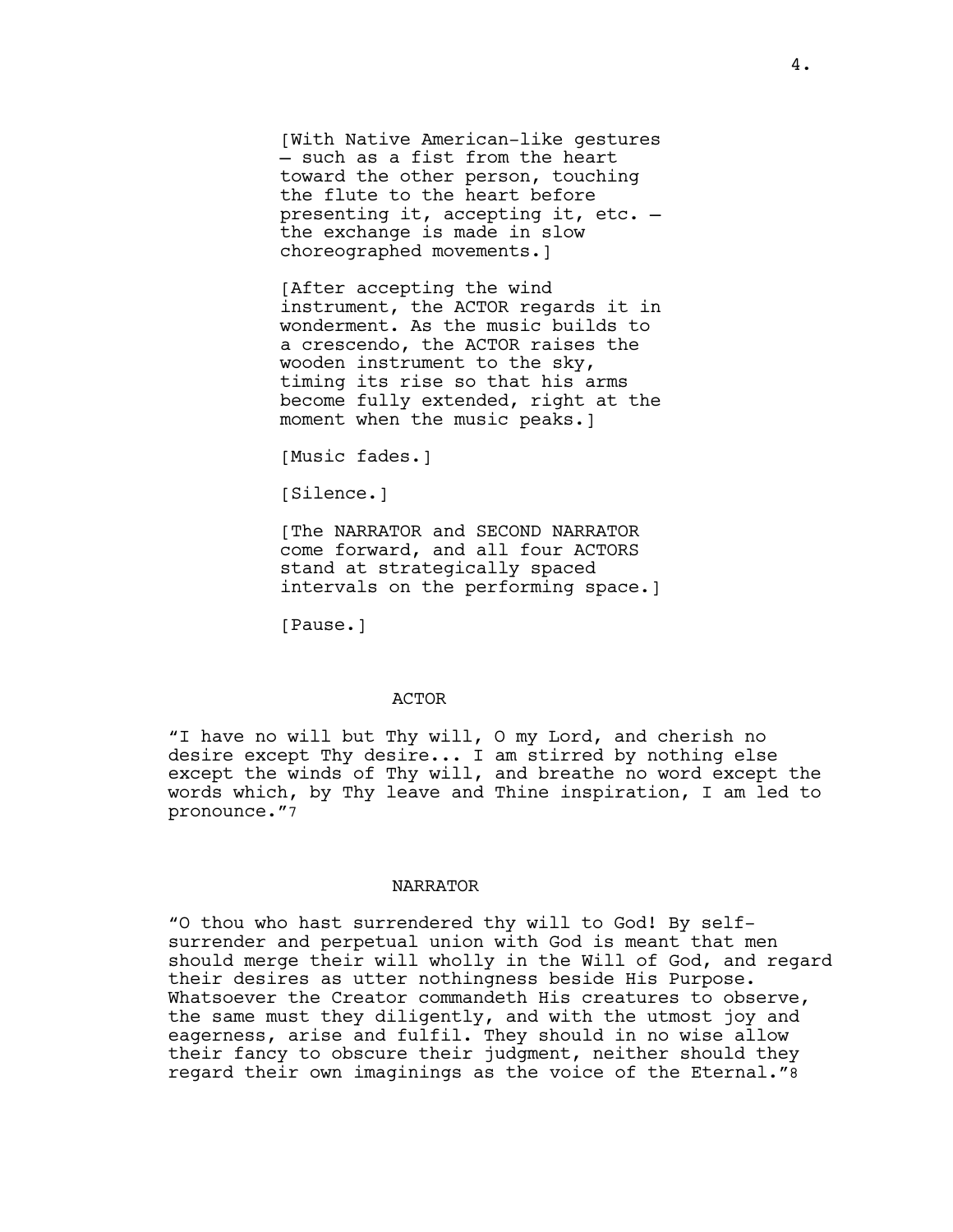[With Native American-like gestures – such as a fist from the heart toward the other person, touching the flute to the heart before presenting it, accepting it, etc. – the exchange is made in slow choreographed movements.]

[After accepting the wind instrument, the ACTOR regards it in wonderment. As the music builds to a crescendo, the ACTOR raises the wooden instrument to the sky, timing its rise so that his arms become fully extended, right at the moment when the music peaks.]

[Music fades.]

[Silence.]

[The NARRATOR and SECOND NARRATOR come forward, and all four ACTORS stand at strategically spaced intervals on the performing space.]

[Pause.]

ACTOR

"I have no will but Thy will, O my Lord, and cherish no desire except Thy desire... I am stirred by nothing else except the winds of Thy will, and breathe no word except the words which, by Thy leave and Thine inspiration, I am led to pronounce."[7]

NARRATOR

"O thou who hast surrendered thy will to God! By self-surrender and perpetual union with God is meant that men should merge their will wholly in the Will of God, and regard their desires as utter nothingness beside His Purpose. Whatsoever the Creator commandeth His creatures to observe, the same must they diligently, and with the utmost joy and eagerness, arise and fulfil. They should in no wise allow their fancy to obscure their judgment, neither should they regard their own imaginings as the voice of the Eternal."[8]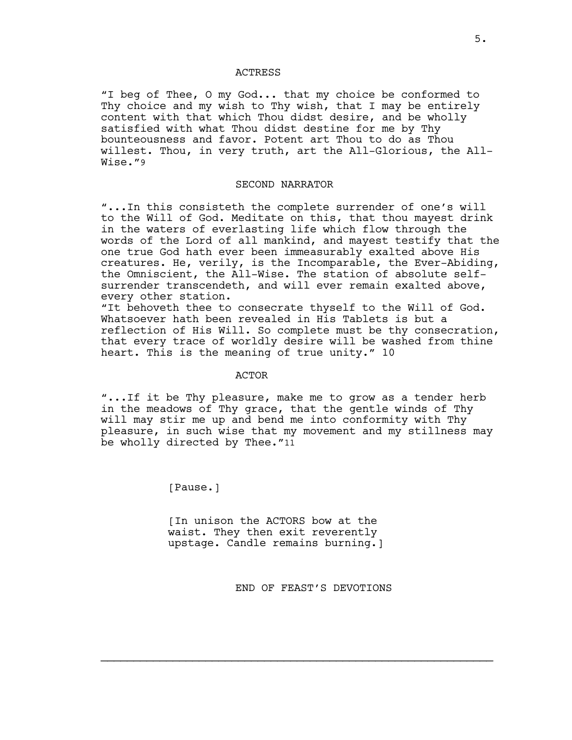ACTRESS

"I beg of Thee, O my God... that my choice be conformed to Thy choice and my wish to Thy wish, that I may be entirely content with that which Thou didst desire, and be wholly satisfied with what Thou didst destine for me by Thy bounteousness and favor. Potent art Thou to do as Thou willest. Thou, in very truth, art the All-Glorious, the All-Wise."[9]

SECOND NARRATOR

"...In this consisteth the complete surrender of one's will to the Will of God. Meditate on this, that thou mayest drink in the waters of everlasting life which flow through the words of the Lord of all mankind, and mayest testify that the one true God hath ever been immeasurably exalted above His creatures. He, verily, is the Incomparable, the Ever-Abiding, the Omniscient, the All-Wise. The station of absolute self-surrender transcendeth, and will ever remain exalted above, every other station.

"It behoveth thee to consecrate thyself to the Will of God. Whatsoever hath been revealed in His Tablets is but a reflection of His Will. So complete must be thy consecration, that every trace of worldly desire will be washed from thine heart. This is the meaning of true unity." 10

ACTOR

"...If it be Thy pleasure, make me to grow as a tender herb in the meadows of Thy grace, that the gentle winds of Thy will may stir me up and bend me into conformity with Thy pleasure, in such wise that my movement and my stillness may be wholly directed by Thee."[11]

[Pause.]

[In unison the ACTORS bow at the waist. They then exit reverently upstage. Candle remains burning.]

END OF FEAST'S DEVOTIONS

---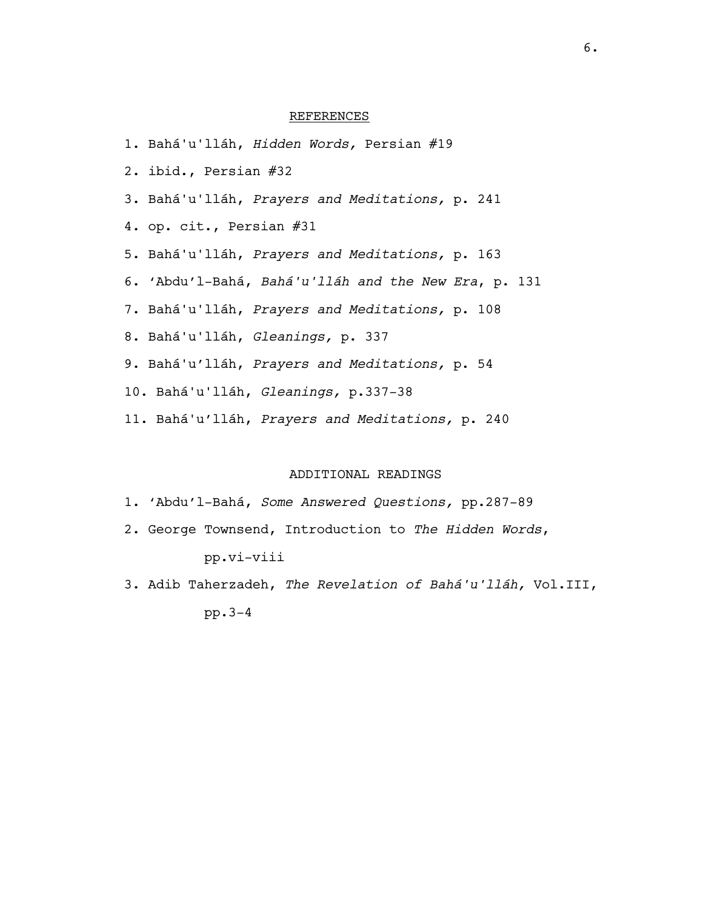## REFERENCES

1. Bahá'u'lláh, *Hidden Words,* Persian #19
2. ibid., Persian #32
3. Bahá'u'lláh, *Prayers and Meditations,* p. 241
4. op. cit., Persian #31
5. Bahá'u'lláh, *Prayers and Meditations,* p. 163
6. 'Abdu'l-Bahá, *Bahá'u'lláh and the New Era*, p. 131
7. Bahá'u'lláh, *Prayers and Meditations,* p. 108
8. Bahá'u'lláh, *Gleanings,* p. 337
9. Bahá'u'lláh, *Prayers and Meditations,* p. 54
10. Bahá'u'lláh, *Gleanings,* p.337-38
11. Bahá'u'lláh, *Prayers and Meditations,* p. 240

## ADDITIONAL READINGS

1. 'Abdu'l-Bahá, *Some Answered Questions,* pp.287-89
2. George Townsend, Introduction to *The Hidden Words*, pp.vi-viii
3. Adib Taherzadeh, *The Revelation of Bahá'u'lláh,* Vol.III, pp.3-4